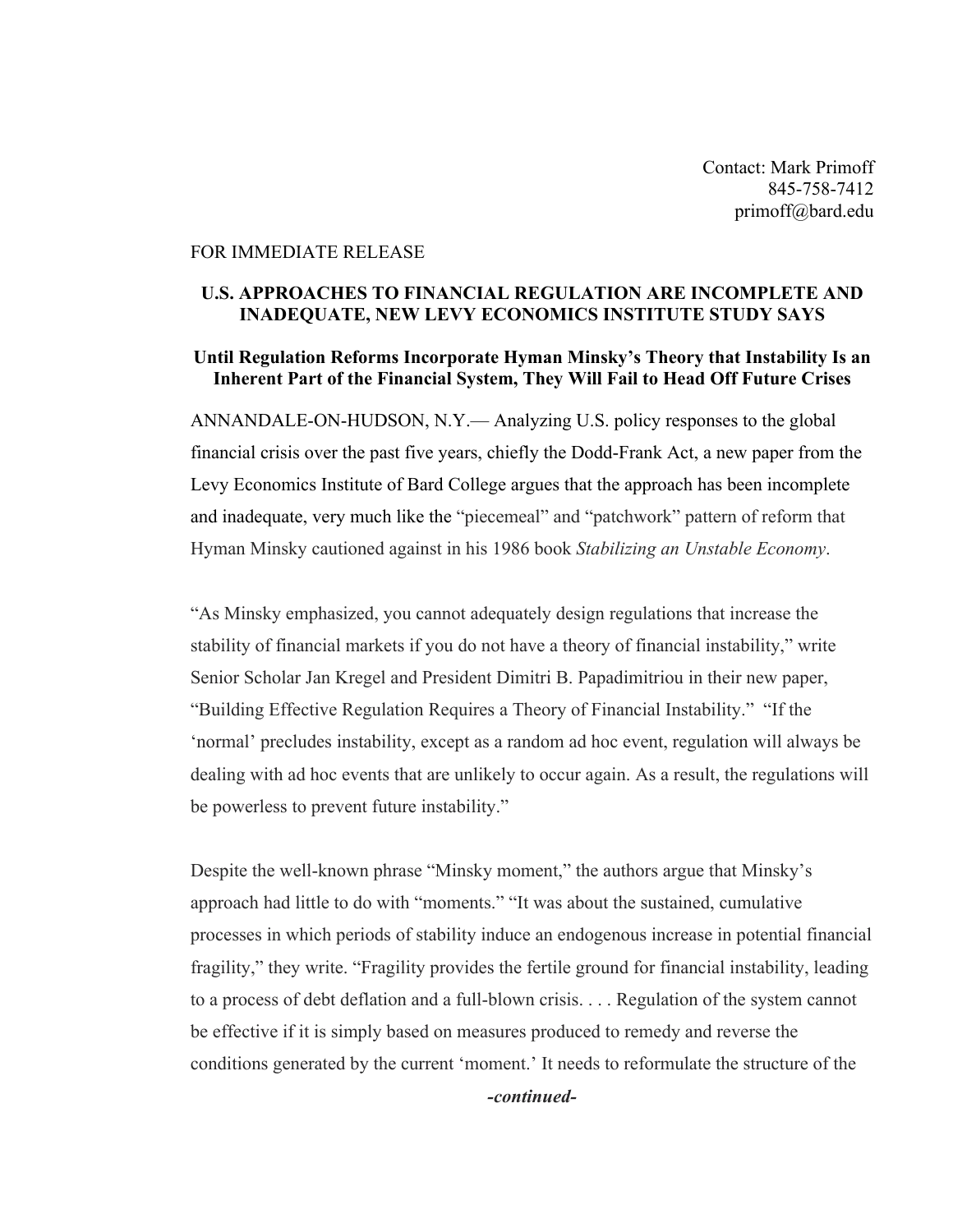Contact: Mark Primoff
845-758-7412
primoff@bard.edu

FOR IMMEDIATE RELEASE

# U.S. APPROACHES TO FINANCIAL REGULATION ARE INCOMPLETE AND INADEQUATE, NEW LEVY ECONOMICS INSTITUTE STUDY SAYS

## Until Regulation Reforms Incorporate Hyman Minsky's Theory that Instability Is an Inherent Part of the Financial System, They Will Fail to Head Off Future Crises

ANNANDALE-ON-HUDSON, N.Y.— Analyzing U.S. policy responses to the global financial crisis over the past five years, chiefly the Dodd-Frank Act, a new paper from the Levy Economics Institute of Bard College argues that the approach has been incomplete and inadequate, very much like the "piecemeal" and "patchwork" pattern of reform that Hyman Minsky cautioned against in his 1986 book *Stabilizing an Unstable Economy*.

"As Minsky emphasized, you cannot adequately design regulations that increase the stability of financial markets if you do not have a theory of financial instability," write Senior Scholar Jan Kregel and President Dimitri B. Papadimitriou in their new paper, "Building Effective Regulation Requires a Theory of Financial Instability." "If the 'normal' precludes instability, except as a random ad hoc event, regulation will always be dealing with ad hoc events that are unlikely to occur again. As a result, the regulations will be powerless to prevent future instability."

Despite the well-known phrase "Minsky moment," the authors argue that Minsky's approach had little to do with "moments." "It was about the sustained, cumulative processes in which periods of stability induce an endogenous increase in potential financial fragility," they write. "Fragility provides the fertile ground for financial instability, leading to a process of debt deflation and a full-blown crisis. . . . Regulation of the system cannot be effective if it is simply based on measures produced to remedy and reverse the conditions generated by the current 'moment.' It needs to reformulate the structure of the

***-continued-***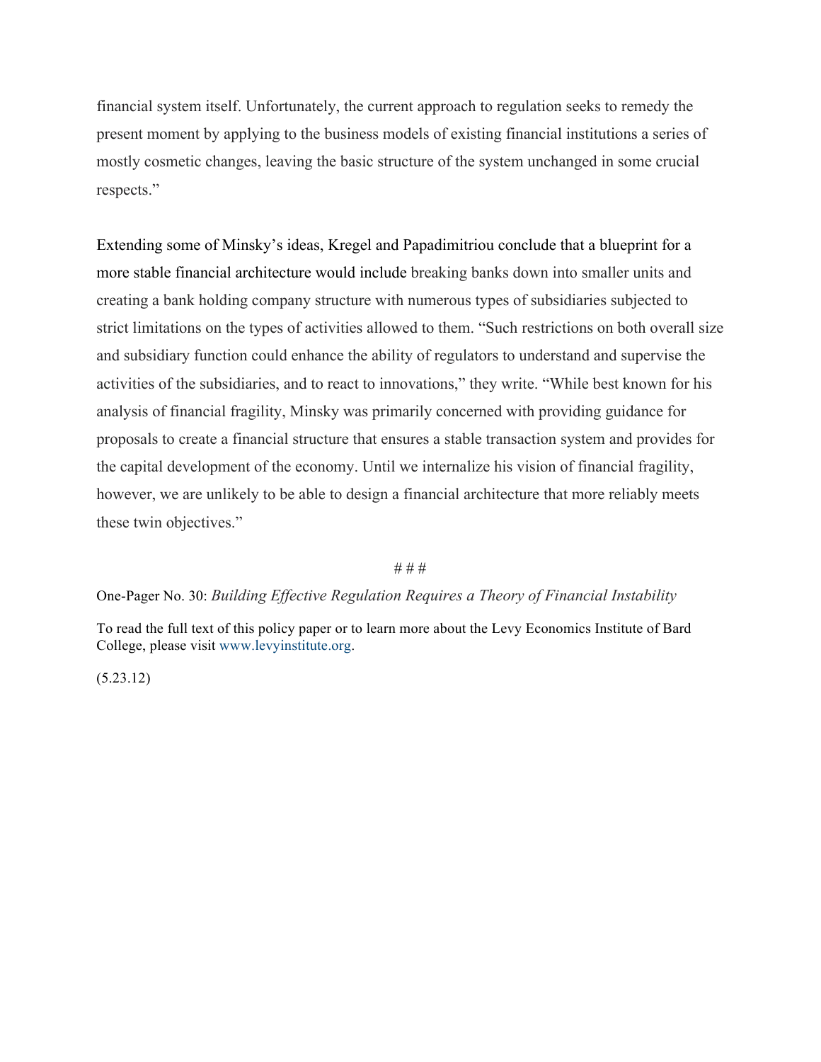financial system itself. Unfortunately, the current approach to regulation seeks to remedy the present moment by applying to the business models of existing financial institutions a series of mostly cosmetic changes, leaving the basic structure of the system unchanged in some crucial respects."

Extending some of Minsky's ideas, Kregel and Papadimitriou conclude that a blueprint for a more stable financial architecture would include breaking banks down into smaller units and creating a bank holding company structure with numerous types of subsidiaries subjected to strict limitations on the types of activities allowed to them. "Such restrictions on both overall size and subsidiary function could enhance the ability of regulators to understand and supervise the activities of the subsidiaries, and to react to innovations," they write. "While best known for his analysis of financial fragility, Minsky was primarily concerned with providing guidance for proposals to create a financial structure that ensures a stable transaction system and provides for the capital development of the economy. Until we internalize his vision of financial fragility, however, we are unlikely to be able to design a financial architecture that more reliably meets these twin objectives."

# # #

One-Pager No. 30: *Building Effective Regulation Requires a Theory of Financial Instability*

To read the full text of this policy paper or to learn more about the Levy Economics Institute of Bard College, please visit www.levyinstitute.org.

(5.23.12)